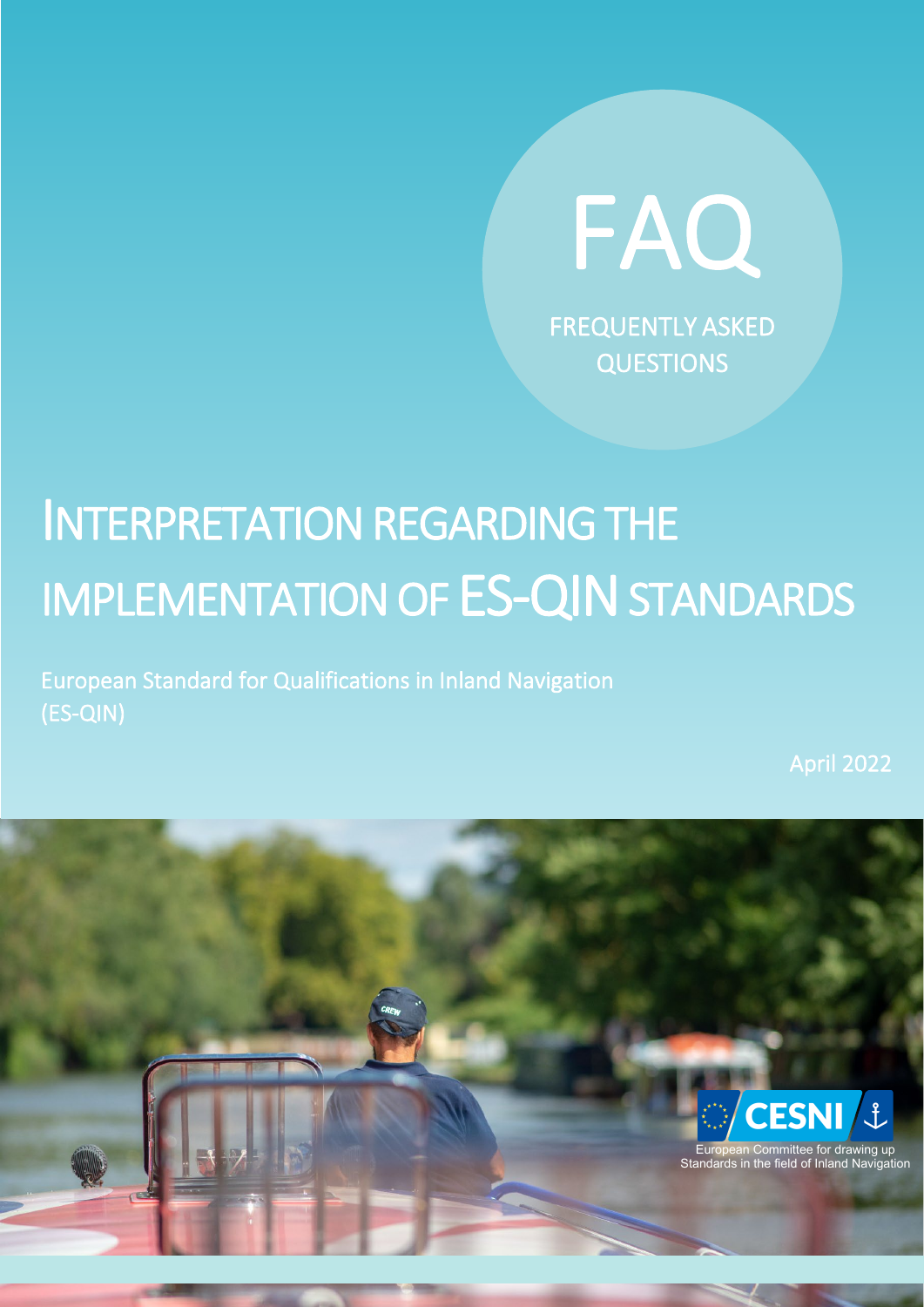# FAQ

FREQUENTLY ASKED QUESTIONS

# INTERPRETATION REGARDING THE IMPLEMENTATION OF ES-QIN STANDARDS

European Standard for Qualifications in Inland Navigation (ES-QIN)

April 2022

CESNI

European Committee for drawing up Standards in the field of Inland Navigation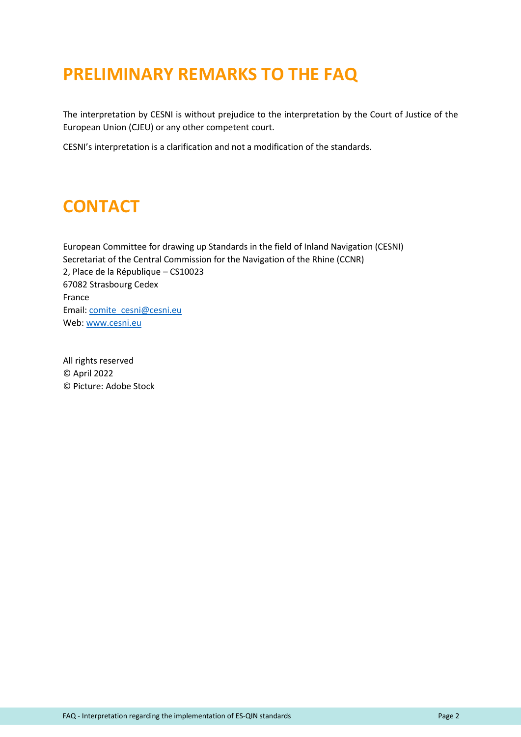# PRELIMINARY REMARKS TO THE FAQ

The interpretation by CESNI is without prejudice to the interpretation by the Court of Justice of the European Union (CJEU) or any other competent court.

CESNI's interpretation is a clarification and not a modification of the standards.

# CONTACT

European Committee for drawing up Standards in the field of Inland Navigation (CESNI)
Secretariat of the Central Commission for the Navigation of the Rhine (CCNR)
2, Place de la République – CS10023
67082 Strasbourg Cedex
France
Email: comite_cesni@cesni.eu
Web: www.cesni.eu

All rights reserved
© April 2022
© Picture: Adobe Stock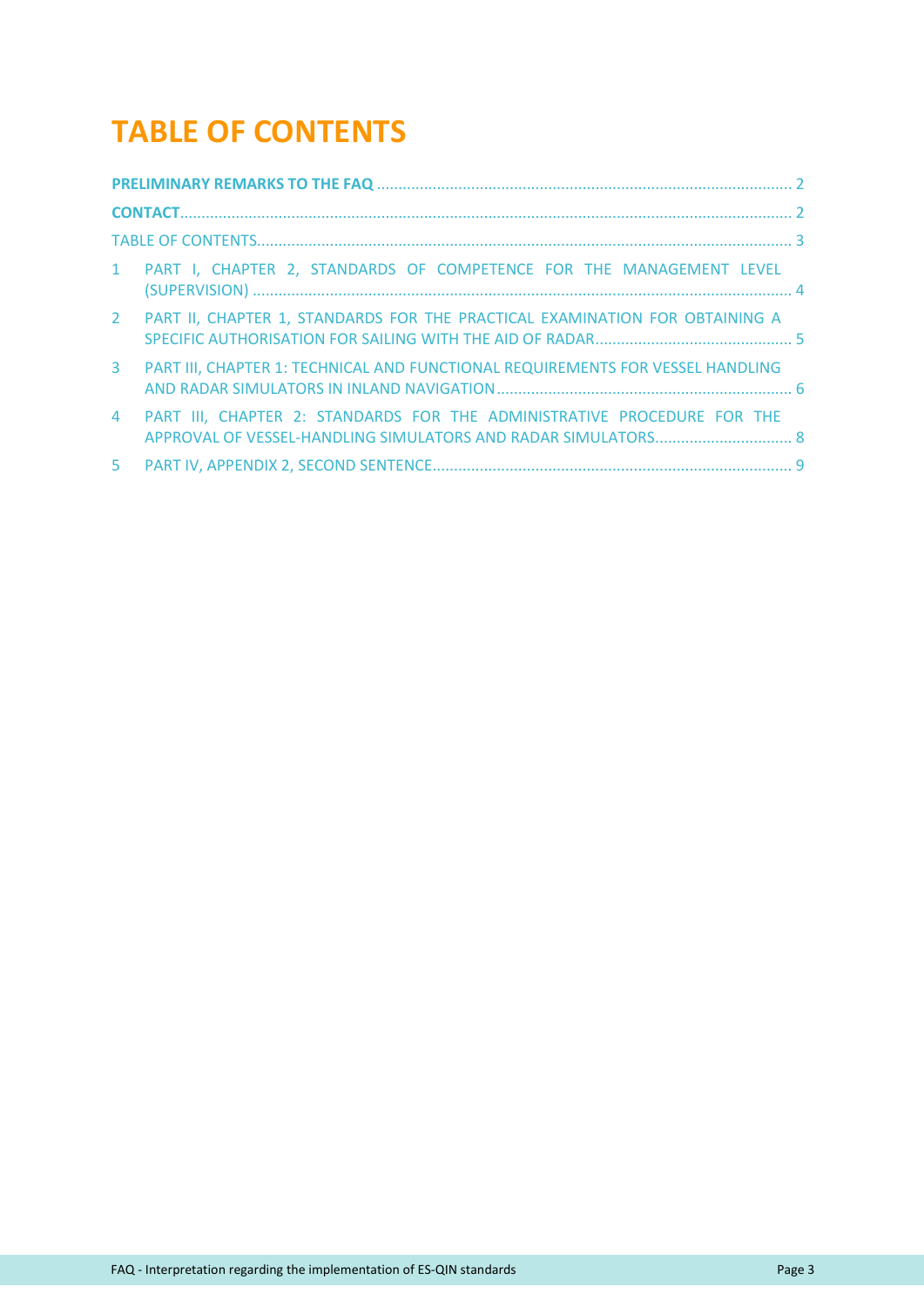# TABLE OF CONTENTS

**PRELIMINARY REMARKS TO THE FAQ** ........................................................................ 2

**CONTACT** ........................................................................................................ 2

TABLE OF CONTENTS ........................................................................................ 3

1 PART I, CHAPTER 2, STANDARDS OF COMPETENCE FOR THE MANAGEMENT LEVEL (SUPERVISION) ........................................................................................ 4

2 PART II, CHAPTER 1, STANDARDS FOR THE PRACTICAL EXAMINATION FOR OBTAINING A SPECIFIC AUTHORISATION FOR SAILING WITH THE AID OF RADAR ........................ 5

3 PART III, CHAPTER 1: TECHNICAL AND FUNCTIONAL REQUIREMENTS FOR VESSEL HANDLING AND RADAR SIMULATORS IN INLAND NAVIGATION ............................................ 6

4 PART III, CHAPTER 2: STANDARDS FOR THE ADMINISTRATIVE PROCEDURE FOR THE APPROVAL OF VESSEL-HANDLING SIMULATORS AND RADAR SIMULATORS ........................ 8

5 PART IV, APPENDIX 2, SECOND SENTENCE ........................................................ 9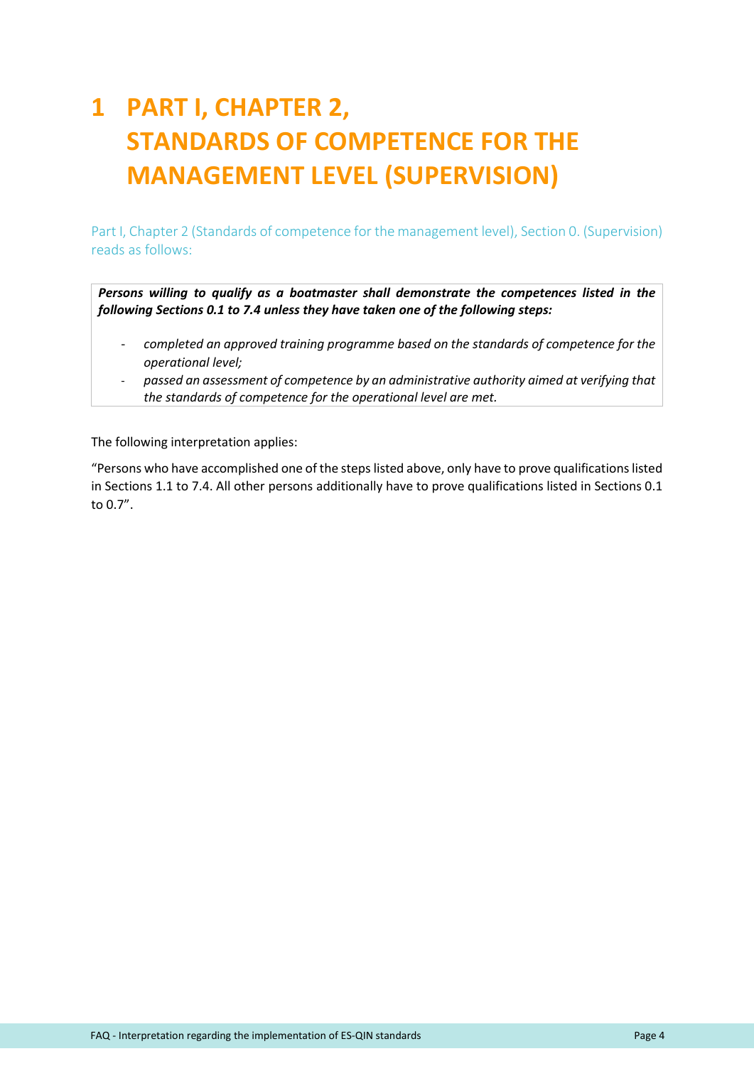# 1 PART I, CHAPTER 2, STANDARDS OF COMPETENCE FOR THE MANAGEMENT LEVEL (SUPERVISION)

Part I, Chapter 2 (Standards of competence for the management level), Section 0. (Supervision) reads as follows:

> ***Persons willing to qualify as a boatmaster shall demonstrate the competences listed in the following Sections 0.1 to 7.4 unless they have taken one of the following steps:***
>
> - *completed an approved training programme based on the standards of competence for the operational level;*
> - *passed an assessment of competence by an administrative authority aimed at verifying that the standards of competence for the operational level are met.*

The following interpretation applies:

"Persons who have accomplished one of the steps listed above, only have to prove qualifications listed in Sections 1.1 to 7.4. All other persons additionally have to prove qualifications listed in Sections 0.1 to 0.7".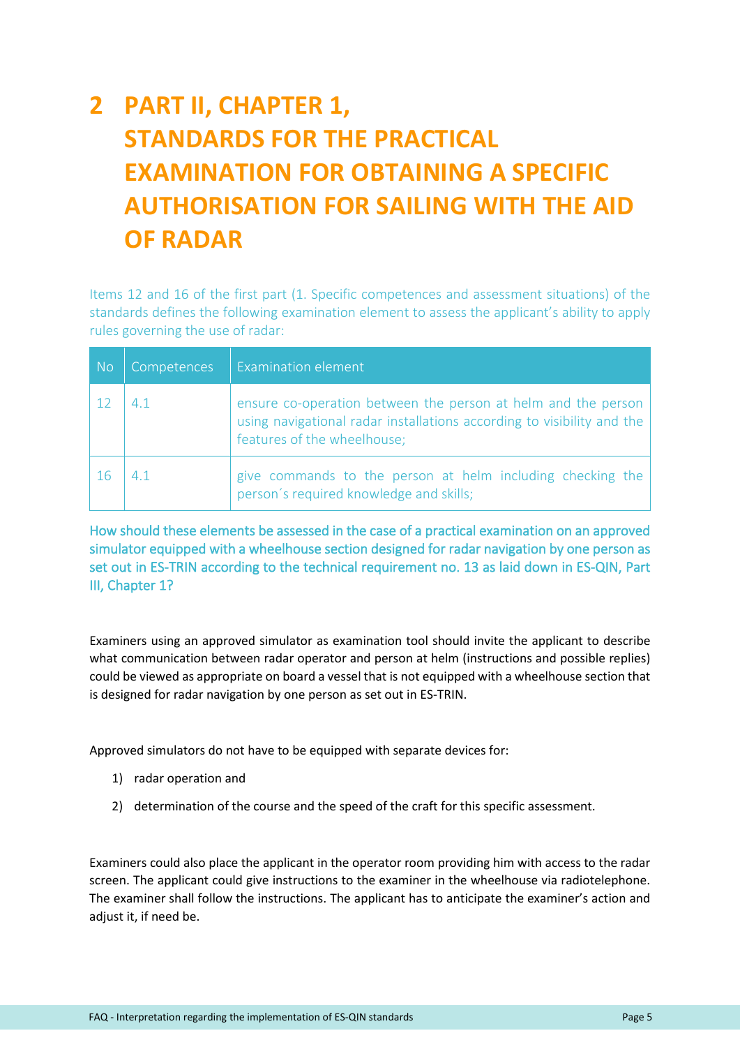# 2 PART II, CHAPTER 1, STANDARDS FOR THE PRACTICAL EXAMINATION FOR OBTAINING A SPECIFIC AUTHORISATION FOR SAILING WITH THE AID OF RADAR

Items 12 and 16 of the first part (1. Specific competences and assessment situations) of the standards defines the following examination element to assess the applicant's ability to apply rules governing the use of radar:

| No | Competences | Examination element |
|---|---|---|
| 12 | 4.1 | ensure co-operation between the person at helm and the person using navigational radar installations according to visibility and the features of the wheelhouse; |
| 16 | 4.1 | give commands to the person at helm including checking the person´s required knowledge and skills; |

How should these elements be assessed in the case of a practical examination on an approved simulator equipped with a wheelhouse section designed for radar navigation by one person as set out in ES-TRIN according to the technical requirement no. 13 as laid down in ES-QIN, Part III, Chapter 1?

Examiners using an approved simulator as examination tool should invite the applicant to describe what communication between radar operator and person at helm (instructions and possible replies) could be viewed as appropriate on board a vessel that is not equipped with a wheelhouse section that is designed for radar navigation by one person as set out in ES-TRIN.

Approved simulators do not have to be equipped with separate devices for:

1) radar operation and
2) determination of the course and the speed of the craft for this specific assessment.

Examiners could also place the applicant in the operator room providing him with access to the radar screen. The applicant could give instructions to the examiner in the wheelhouse via radiotelephone. The examiner shall follow the instructions. The applicant has to anticipate the examiner's action and adjust it, if need be.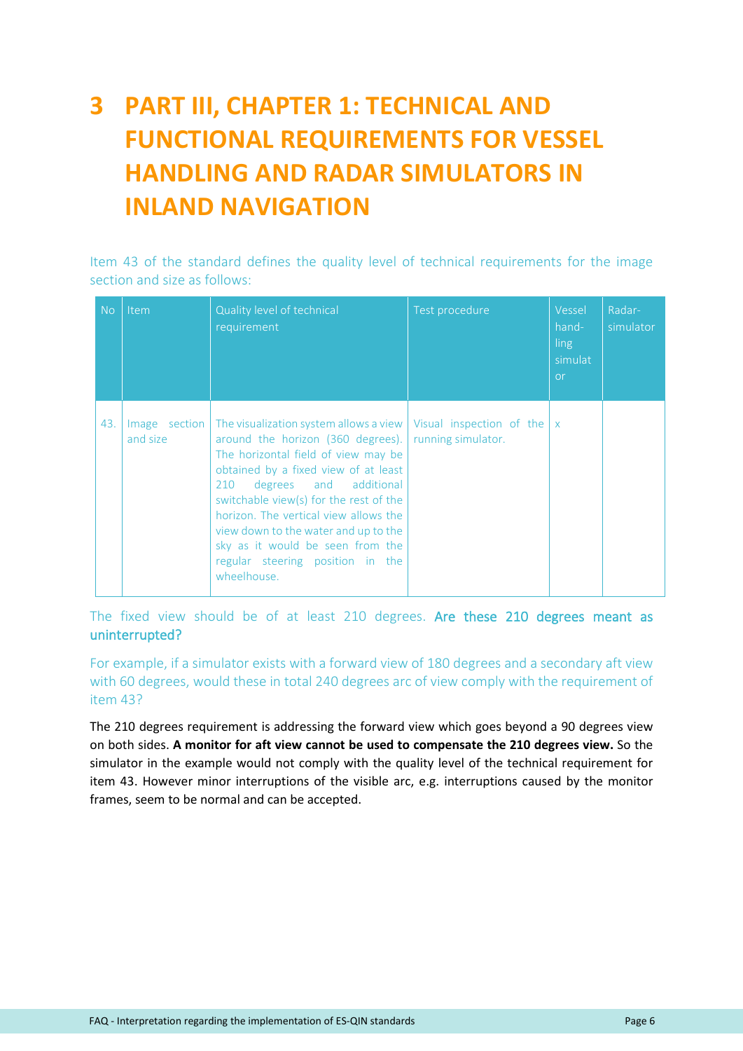# 3 PART III, CHAPTER 1: TECHNICAL AND FUNCTIONAL REQUIREMENTS FOR VESSEL HANDLING AND RADAR SIMULATORS IN INLAND NAVIGATION

Item 43 of the standard defines the quality level of technical requirements for the image section and size as follows:

| No | Item | Quality level of technical requirement | Test procedure | Vessel handling simulator | Radar-simulator |
|---|---|---|---|---|---|
| 43. | Image section and size | The visualization system allows a view around the horizon (360 degrees). The horizontal field of view may be obtained by a fixed view of at least 210 degrees and additional switchable view(s) for the rest of the horizon. The vertical view allows the view down to the water and up to the sky as it would be seen from the regular steering position in the wheelhouse. | Visual inspection of the running simulator. | x | |

The fixed view should be of at least 210 degrees. Are these 210 degrees meant as uninterrupted?

For example, if a simulator exists with a forward view of 180 degrees and a secondary aft view with 60 degrees, would these in total 240 degrees arc of view comply with the requirement of item 43?

The 210 degrees requirement is addressing the forward view which goes beyond a 90 degrees view on both sides. **A monitor for aft view cannot be used to compensate the 210 degrees view.** So the simulator in the example would not comply with the quality level of the technical requirement for item 43. However minor interruptions of the visible arc, e.g. interruptions caused by the monitor frames, seem to be normal and can be accepted.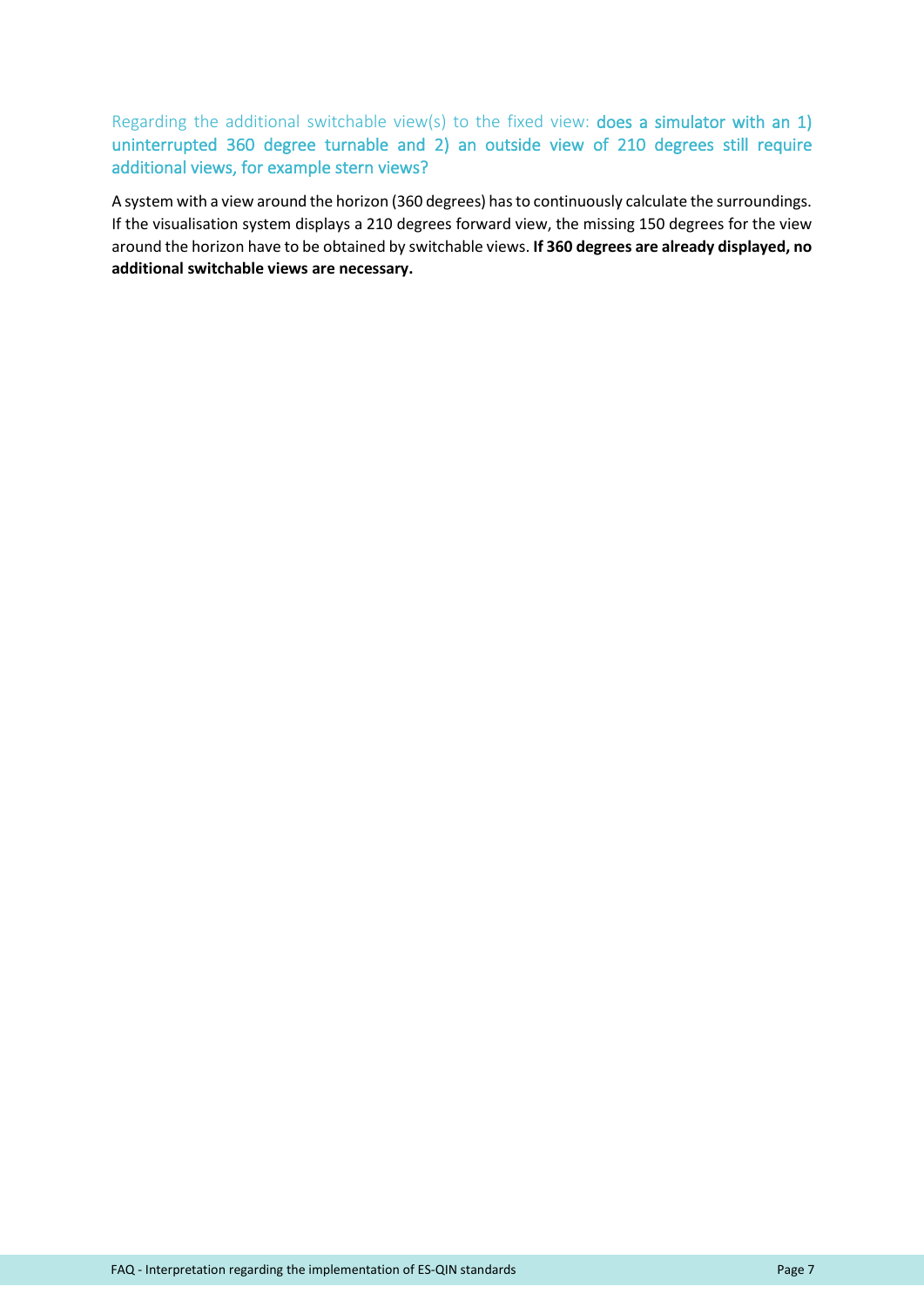### Regarding the additional switchable view(s) to the fixed view: **does a simulator with an 1) uninterrupted 360 degree turnable and 2) an outside view of 210 degrees still require additional views, for example stern views?**

A system with a view around the horizon (360 degrees) has to continuously calculate the surroundings. If the visualisation system displays a 210 degrees forward view, the missing 150 degrees for the view around the horizon have to be obtained by switchable views. **If 360 degrees are already displayed, no additional switchable views are necessary.**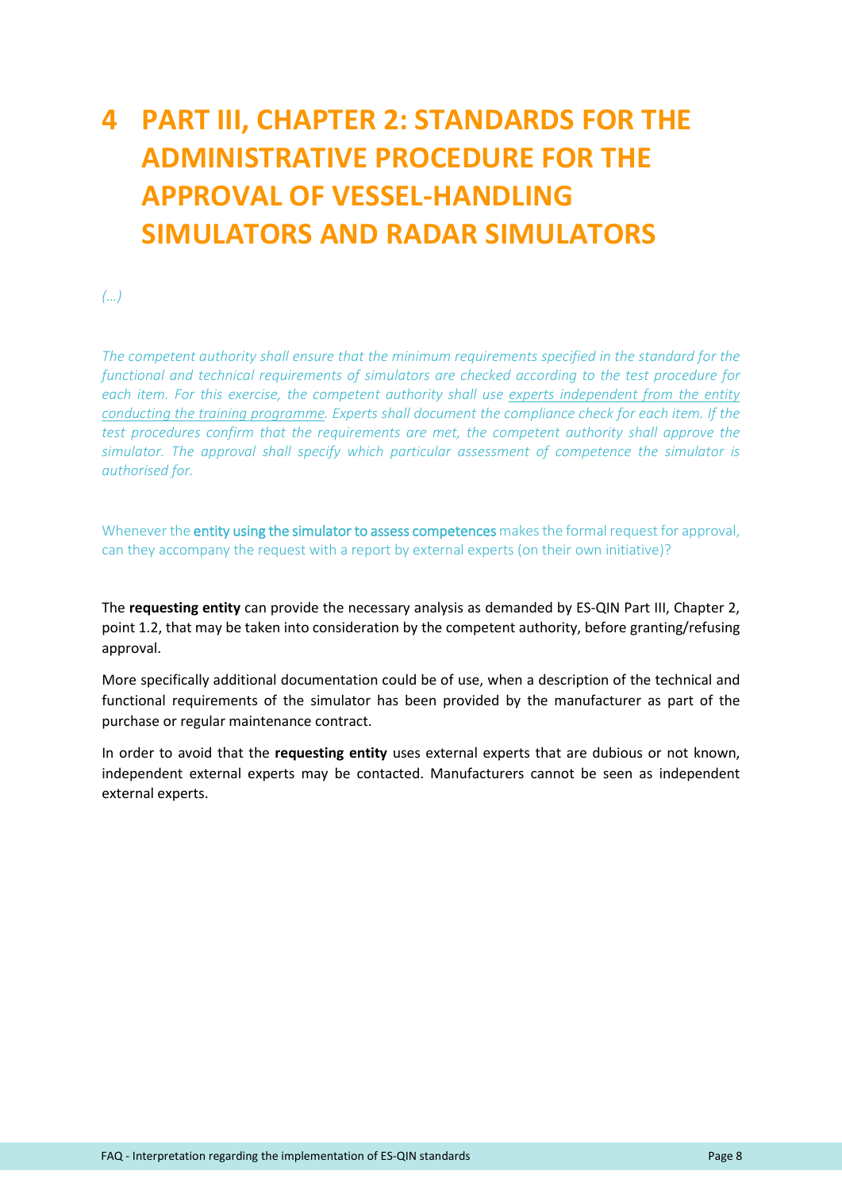# 4 PART III, CHAPTER 2: STANDARDS FOR THE ADMINISTRATIVE PROCEDURE FOR THE APPROVAL OF VESSEL-HANDLING SIMULATORS AND RADAR SIMULATORS

*(...)*

*The competent authority shall ensure that the minimum requirements specified in the standard for the functional and technical requirements of simulators are checked according to the test procedure for each item. For this exercise, the competent authority shall use <u>experts independent from the entity conducting the training programme</u>. Experts shall document the compliance check for each item. If the test procedures confirm that the requirements are met, the competent authority shall approve the simulator. The approval shall specify which particular assessment of competence the simulator is authorised for.*

Whenever the entity using the simulator to assess competences makes the formal request for approval, can they accompany the request with a report by external experts (on their own initiative)?

The **requesting entity** can provide the necessary analysis as demanded by ES-QIN Part III, Chapter 2, point 1.2, that may be taken into consideration by the competent authority, before granting/refusing approval.

More specifically additional documentation could be of use, when a description of the technical and functional requirements of the simulator has been provided by the manufacturer as part of the purchase or regular maintenance contract.

In order to avoid that the **requesting entity** uses external experts that are dubious or not known, independent external experts may be contacted. Manufacturers cannot be seen as independent external experts.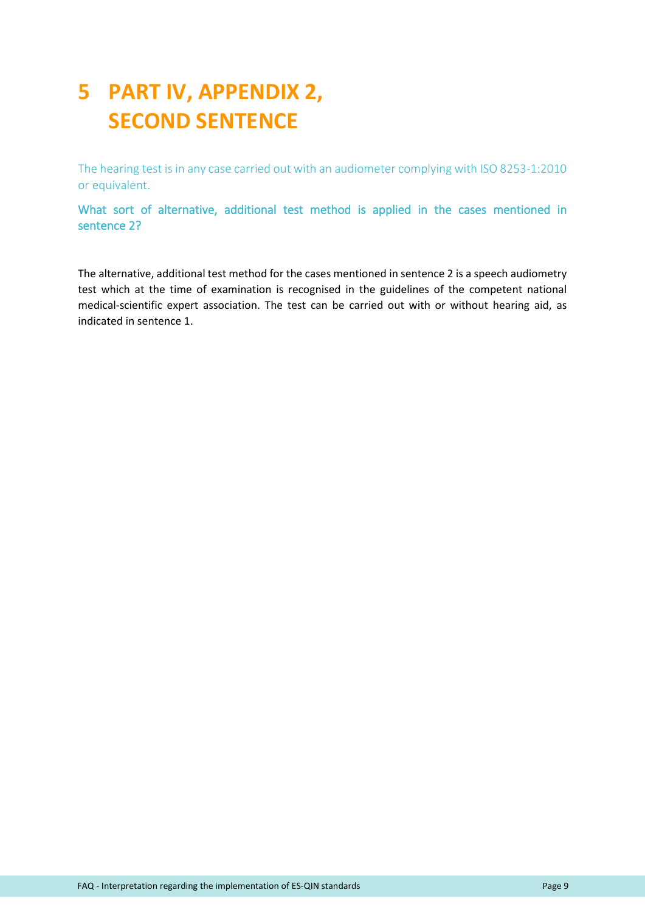# 5 PART IV, APPENDIX 2, SECOND SENTENCE

The hearing test is in any case carried out with an audiometer complying with ISO 8253-1:2010 or equivalent.

### What sort of alternative, additional test method is applied in the cases mentioned in sentence 2?

The alternative, additional test method for the cases mentioned in sentence 2 is a speech audiometry test which at the time of examination is recognised in the guidelines of the competent national medical-scientific expert association. The test can be carried out with or without hearing aid, as indicated in sentence 1.